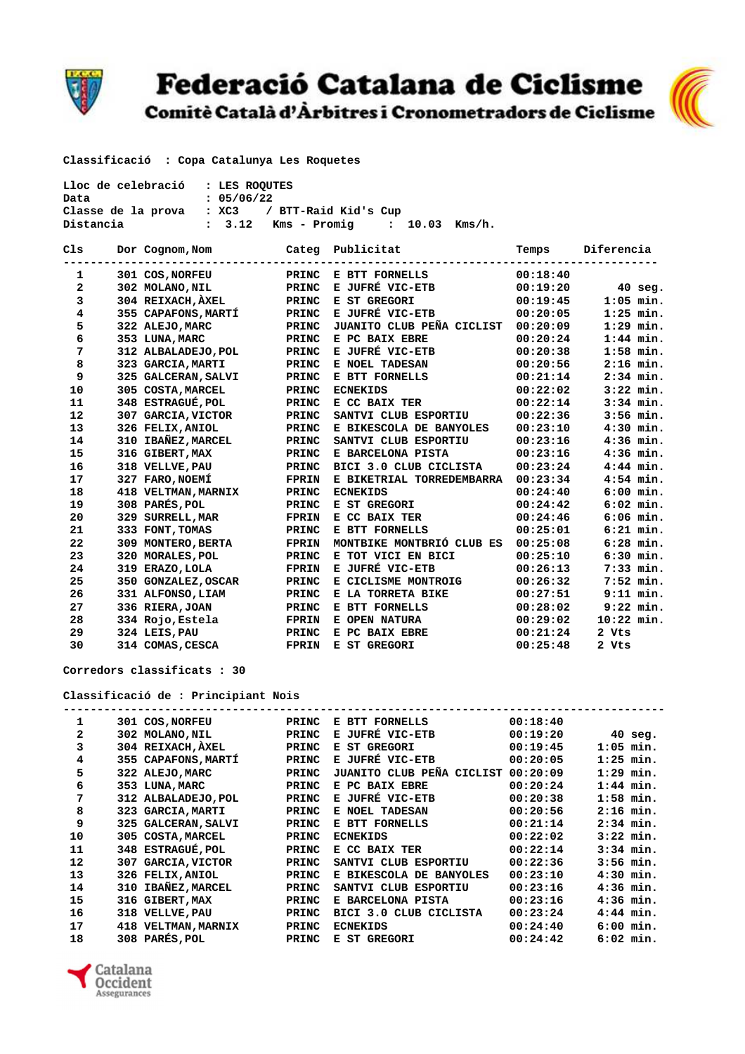# Federació Catalana de Ciclisme

## Comitè Català d'Àrbitres i Cronometradors de Ciclisme

**Classificació : Copa Catalunya Les Roquetes**

Lloc de celebració : LES ROQUTES
Data : 05/06/22
Classe de la prova : XC3 / BTT-Raid Kid's Cup
Distancia : 3.12 Kms - Promig : 10.03 Kms/h.

| Cls | Dor | Cognom,Nom | Categ | Publicitat | Temps | Diferencia |
|---|---|---|---|---|---|---|
| 1 | 301 | COS,NORFEU | PRINC | E BTT FORNELLS | 00:18:40 | |
| 2 | 302 | MOLANO,NIL | PRINC | E JUFRÉ VIC-ETB | 00:19:20 | 40 seg. |
| 3 | 304 | REIXACH,ÀXEL | PRINC | E ST GREGORI | 00:19:45 | 1:05 min. |
| 4 | 355 | CAPAFONS,MARTÍ | PRINC | E JUFRÉ VIC-ETB | 00:20:05 | 1:25 min. |
| 5 | 322 | ALEJO,MARC | PRINC | JUANITO CLUB PEÑA CICLIST | 00:20:09 | 1:29 min. |
| 6 | 353 | LUNA,MARC | PRINC | E PC BAIX EBRE | 00:20:24 | 1:44 min. |
| 7 | 312 | ALBALADEJO,POL | PRINC | E JUFRÉ VIC-ETB | 00:20:38 | 1:58 min. |
| 8 | 323 | GARCIA,MARTI | PRINC | E NOEL TADESAN | 00:20:56 | 2:16 min. |
| 9 | 325 | GALCERAN,SALVI | PRINC | E BTT FORNELLS | 00:21:14 | 2:34 min. |
| 10 | 305 | COSTA,MARCEL | PRINC | ECNEKIDS | 00:22:02 | 3:22 min. |
| 11 | 348 | ESTRAGUÉ,POL | PRINC | E CC BAIX TER | 00:22:14 | 3:34 min. |
| 12 | 307 | GARCIA,VICTOR | PRINC | SANTVI CLUB ESPORTIU | 00:22:36 | 3:56 min. |
| 13 | 326 | FELIX,ANIOL | PRINC | E BIKESCOLA DE BANYOLES | 00:23:10 | 4:30 min. |
| 14 | 310 | IBAÑEZ,MARCEL | PRINC | SANTVI CLUB ESPORTIU | 00:23:16 | 4:36 min. |
| 15 | 316 | GIBERT,MAX | PRINC | E BARCELONA PISTA | 00:23:16 | 4:36 min. |
| 16 | 318 | VELLVE,PAU | PRINC | BICI 3.0 CLUB CICLISTA | 00:23:24 | 4:44 min. |
| 17 | 327 | FARO,NOEMÍ | FPRIN | E BIKETRIAL TORREDEMBARRA | 00:23:34 | 4:54 min. |
| 18 | 418 | VELTMAN,MARNIX | PRINC | ECNEKIDS | 00:24:40 | 6:00 min. |
| 19 | 308 | PARÉS,POL | PRINC | E ST GREGORI | 00:24:42 | 6:02 min. |
| 20 | 329 | SURRELL,MAR | FPRIN | E CC BAIX TER | 00:24:46 | 6:06 min. |
| 21 | 333 | FONT,TOMAS | PRINC | E BTT FORNELLS | 00:25:01 | 6:21 min. |
| 22 | 309 | MONTERO,BERTA | FPRIN | MONTBIKE MONTBRIÓ CLUB ES | 00:25:08 | 6:28 min. |
| 23 | 320 | MORALES,POL | PRINC | E TOT VICI EN BICI | 00:25:10 | 6:30 min. |
| 24 | 319 | ERAZO,LOLA | FPRIN | E JUFRÉ VIC-ETB | 00:26:13 | 7:33 min. |
| 25 | 350 | GONZALEZ,OSCAR | PRINC | E CICLISME MONTROIG | 00:26:32 | 7:52 min. |
| 26 | 331 | ALFONSO,LIAM | PRINC | E LA TORRETA BIKE | 00:27:51 | 9:11 min. |
| 27 | 336 | RIERA,JOAN | PRINC | E BTT FORNELLS | 00:28:02 | 9:22 min. |
| 28 | 334 | Rojo,Estela | FPRIN | E OPEN NATURA | 00:29:02 | 10:22 min. |
| 29 | 324 | LEIS,PAU | PRINC | E PC BAIX EBRE | 00:21:24 | 2 Vts |
| 30 | 314 | COMAS,CESCA | FPRIN | E ST GREGORI | 00:25:48 | 2 Vts |

Corredors classificats : 30

**Classificació de : Principiant Nois**

| Cls | Dor | Cognom,Nom | Categ | Publicitat | Temps | Diferencia |
|---|---|---|---|---|---|---|
| 1 | 301 | COS,NORFEU | PRINC | E BTT FORNELLS | 00:18:40 | |
| 2 | 302 | MOLANO,NIL | PRINC | E JUFRÉ VIC-ETB | 00:19:20 | 40 seg. |
| 3 | 304 | REIXACH,ÀXEL | PRINC | E ST GREGORI | 00:19:45 | 1:05 min. |
| 4 | 355 | CAPAFONS,MARTÍ | PRINC | E JUFRÉ VIC-ETB | 00:20:05 | 1:25 min. |
| 5 | 322 | ALEJO,MARC | PRINC | JUANITO CLUB PEÑA CICLIST | 00:20:09 | 1:29 min. |
| 6 | 353 | LUNA,MARC | PRINC | E PC BAIX EBRE | 00:20:24 | 1:44 min. |
| 7 | 312 | ALBALADEJO,POL | PRINC | E JUFRÉ VIC-ETB | 00:20:38 | 1:58 min. |
| 8 | 323 | GARCIA,MARTI | PRINC | E NOEL TADESAN | 00:20:56 | 2:16 min. |
| 9 | 325 | GALCERAN,SALVI | PRINC | E BTT FORNELLS | 00:21:14 | 2:34 min. |
| 10 | 305 | COSTA,MARCEL | PRINC | ECNEKIDS | 00:22:02 | 3:22 min. |
| 11 | 348 | ESTRAGUÉ,POL | PRINC | E CC BAIX TER | 00:22:14 | 3:34 min. |
| 12 | 307 | GARCIA,VICTOR | PRINC | SANTVI CLUB ESPORTIU | 00:22:36 | 3:56 min. |
| 13 | 326 | FELIX,ANIOL | PRINC | E BIKESCOLA DE BANYOLES | 00:23:10 | 4:30 min. |
| 14 | 310 | IBAÑEZ,MARCEL | PRINC | SANTVI CLUB ESPORTIU | 00:23:16 | 4:36 min. |
| 15 | 316 | GIBERT,MAX | PRINC | E BARCELONA PISTA | 00:23:16 | 4:36 min. |
| 16 | 318 | VELLVE,PAU | PRINC | BICI 3.0 CLUB CICLISTA | 00:23:24 | 4:44 min. |
| 17 | 418 | VELTMAN,MARNIX | PRINC | ECNEKIDS | 00:24:40 | 6:00 min. |
| 18 | 308 | PARÉS,POL | PRINC | E ST GREGORI | 00:24:42 | 6:02 min. |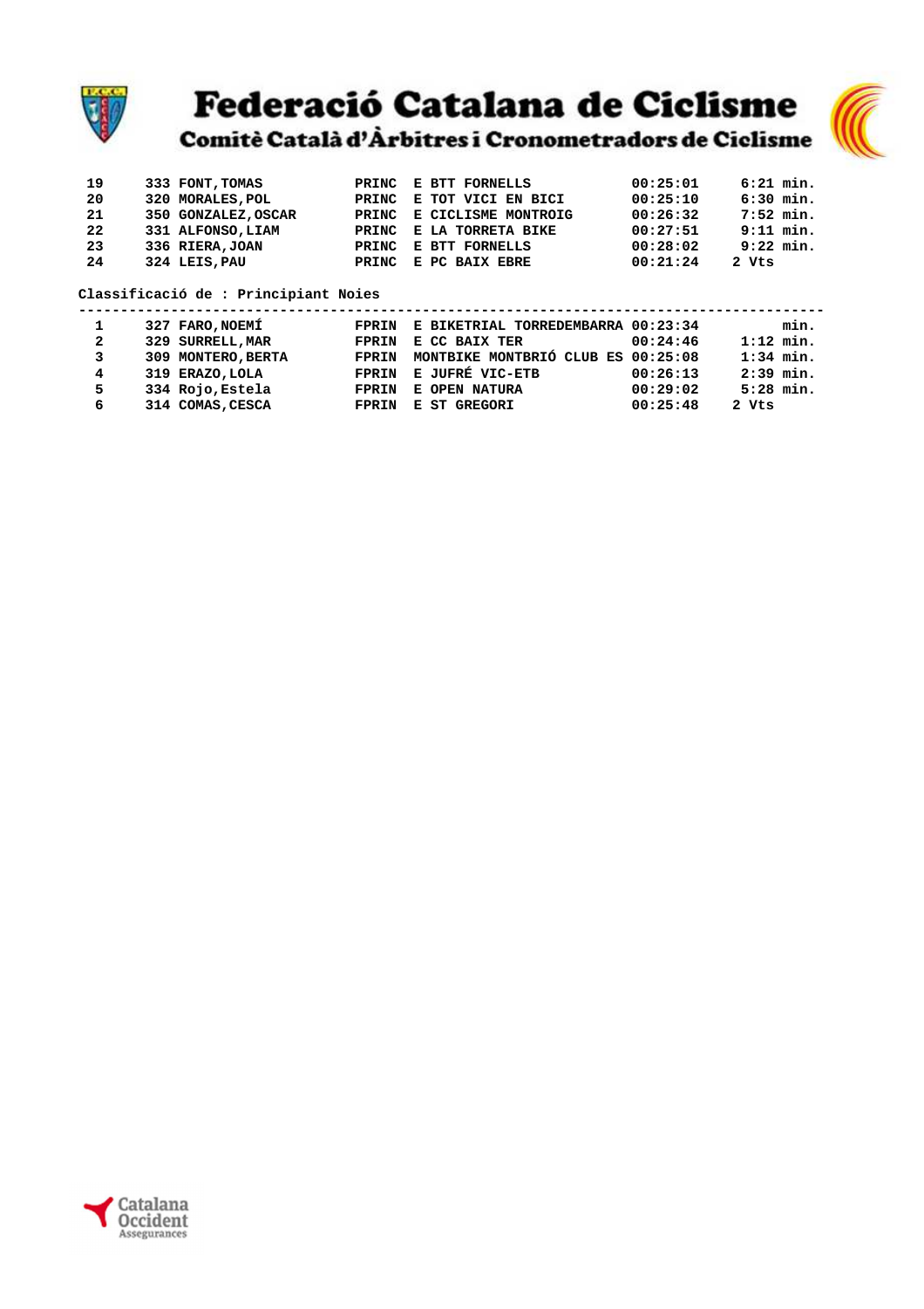| | | | | | | |
|---|---|---|---|---|---|---|
| 19 | 333 | FONT,TOMAS | PRINC | E BTT FORNELLS | 00:25:01 | 6:21 min. |
| 20 | 320 | MORALES,POL | PRINC | E TOT VICI EN BICI | 00:25:10 | 6:30 min. |
| 21 | 350 | GONZALEZ,OSCAR | PRINC | E CICLISME MONTROIG | 00:26:32 | 7:52 min. |
| 22 | 331 | ALFONSO,LIAM | PRINC | E LA TORRETA BIKE | 00:27:51 | 9:11 min. |
| 23 | 336 | RIERA,JOAN | PRINC | E BTT FORNELLS | 00:28:02 | 9:22 min. |
| 24 | 324 | LEIS,PAU | PRINC | E PC BAIX EBRE | 00:21:24 | 2 Vts |

Classificació de : Principiant Noies

| | | | | | | |
|---|---|---|---|---|---|---|
| 1 | 327 | FARO,NOEMÍ | FPRIN | E BIKETRIAL TORREDEMBARRA | 00:23:34 | min. |
| 2 | 329 | SURRELL,MAR | FPRIN | E CC BAIX TER | 00:24:46 | 1:12 min. |
| 3 | 309 | MONTERO,BERTA | FPRIN | MONTBIKE MONTBRIÓ CLUB ES | 00:25:08 | 1:34 min. |
| 4 | 319 | ERAZO,LOLA | FPRIN | E JUFRÉ VIC-ETB | 00:26:13 | 2:39 min. |
| 5 | 334 | Rojo,Estela | FPRIN | E OPEN NATURA | 00:29:02 | 5:28 min. |
| 6 | 314 | COMAS,CESCA | FPRIN | E ST GREGORI | 00:25:48 | 2 Vts |